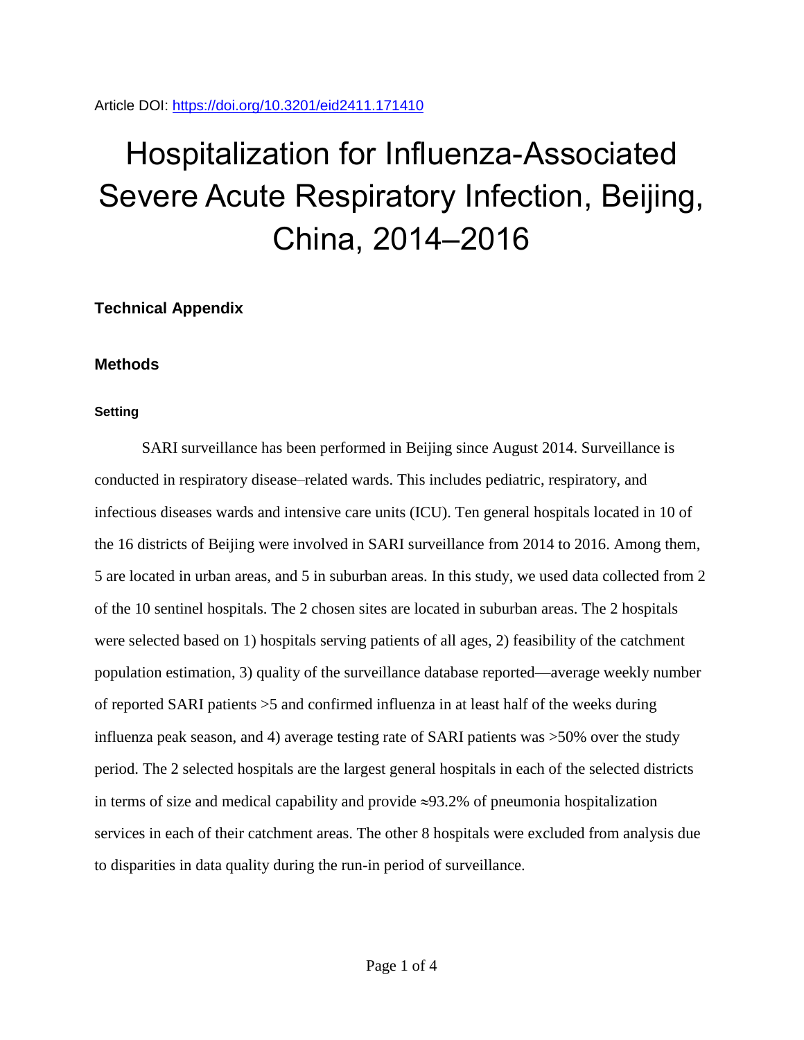Article DOI: https://doi.org/10.3201/eid2411.171410

# Hospitalization for Influenza-Associated Severe Acute Respiratory Infection, Beijing, China, 2014–2016

## Technical Appendix

## Methods

### Setting

SARI surveillance has been performed in Beijing since August 2014. Surveillance is conducted in respiratory disease–related wards. This includes pediatric, respiratory, and infectious diseases wards and intensive care units (ICU). Ten general hospitals located in 10 of the 16 districts of Beijing were involved in SARI surveillance from 2014 to 2016. Among them, 5 are located in urban areas, and 5 in suburban areas. In this study, we used data collected from 2 of the 10 sentinel hospitals. The 2 chosen sites are located in suburban areas. The 2 hospitals were selected based on 1) hospitals serving patients of all ages, 2) feasibility of the catchment population estimation, 3) quality of the surveillance database reported—average weekly number of reported SARI patients >5 and confirmed influenza in at least half of the weeks during influenza peak season, and 4) average testing rate of SARI patients was >50% over the study period. The 2 selected hospitals are the largest general hospitals in each of the selected districts in terms of size and medical capability and provide ≈93.2% of pneumonia hospitalization services in each of their catchment areas. The other 8 hospitals were excluded from analysis due to disparities in data quality during the run-in period of surveillance.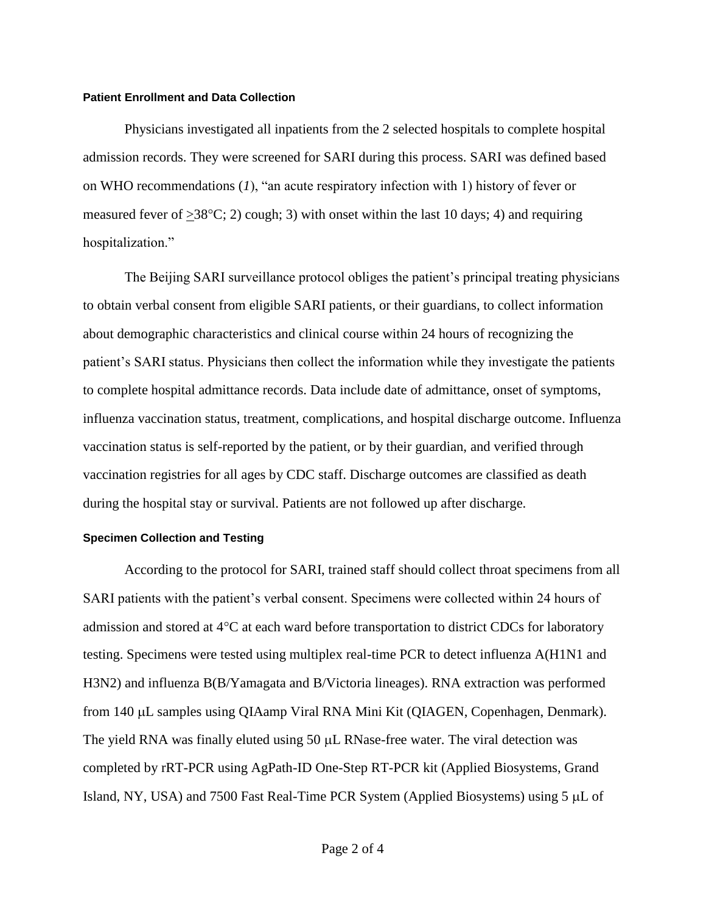### Patient Enrollment and Data Collection

Physicians investigated all inpatients from the 2 selected hospitals to complete hospital admission records. They were screened for SARI during this process. SARI was defined based on WHO recommendations (*1*), "an acute respiratory infection with 1) history of fever or measured fever of $\geq$38°C; 2) cough; 3) with onset within the last 10 days; 4) and requiring hospitalization."

The Beijing SARI surveillance protocol obliges the patient's principal treating physicians to obtain verbal consent from eligible SARI patients, or their guardians, to collect information about demographic characteristics and clinical course within 24 hours of recognizing the patient's SARI status. Physicians then collect the information while they investigate the patients to complete hospital admittance records. Data include date of admittance, onset of symptoms, influenza vaccination status, treatment, complications, and hospital discharge outcome. Influenza vaccination status is self-reported by the patient, or by their guardian, and verified through vaccination registries for all ages by CDC staff. Discharge outcomes are classified as death during the hospital stay or survival. Patients are not followed up after discharge.

### Specimen Collection and Testing

According to the protocol for SARI, trained staff should collect throat specimens from all SARI patients with the patient's verbal consent. Specimens were collected within 24 hours of admission and stored at 4°C at each ward before transportation to district CDCs for laboratory testing. Specimens were tested using multiplex real-time PCR to detect influenza A(H1N1 and H3N2) and influenza B(B/Yamagata and B/Victoria lineages). RNA extraction was performed from 140 μL samples using QIAamp Viral RNA Mini Kit (QIAGEN, Copenhagen, Denmark). The yield RNA was finally eluted using 50 μL RNase-free water. The viral detection was completed by rRT-PCR using AgPath-ID One-Step RT-PCR kit (Applied Biosystems, Grand Island, NY, USA) and 7500 Fast Real-Time PCR System (Applied Biosystems) using 5 μL of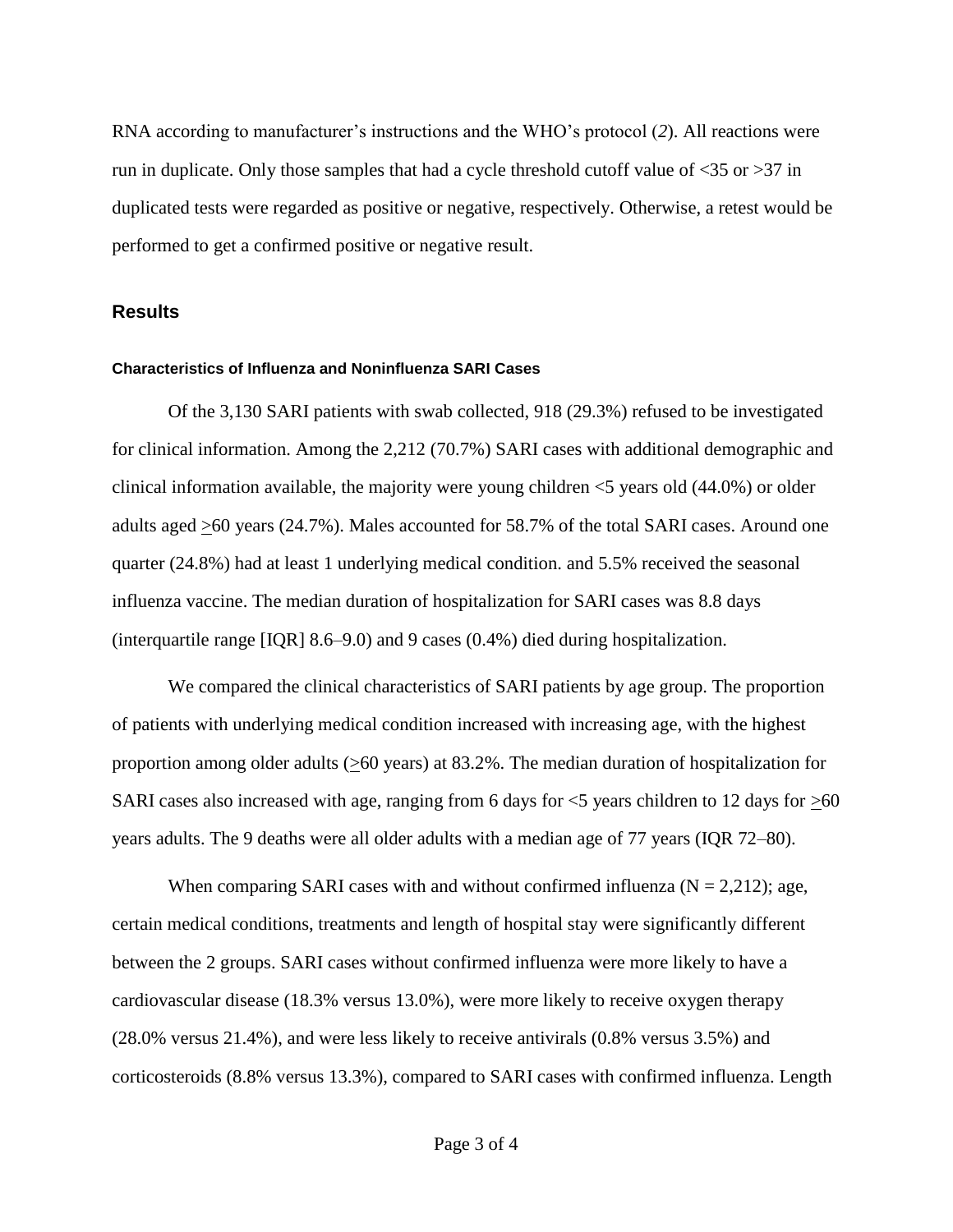RNA according to manufacturer's instructions and the WHO's protocol (*2*). All reactions were run in duplicate. Only those samples that had a cycle threshold cutoff value of <35 or >37 in duplicated tests were regarded as positive or negative, respectively. Otherwise, a retest would be performed to get a confirmed positive or negative result.

## Results

### Characteristics of Influenza and Noninfluenza SARI Cases

Of the 3,130 SARI patients with swab collected, 918 (29.3%) refused to be investigated for clinical information. Among the 2,212 (70.7%) SARI cases with additional demographic and clinical information available, the majority were young children <5 years old (44.0%) or older adults aged >60 years (24.7%). Males accounted for 58.7% of the total SARI cases. Around one quarter (24.8%) had at least 1 underlying medical condition. and 5.5% received the seasonal influenza vaccine. The median duration of hospitalization for SARI cases was 8.8 days (interquartile range [IQR] 8.6–9.0) and 9 cases (0.4%) died during hospitalization.

We compared the clinical characteristics of SARI patients by age group. The proportion of patients with underlying medical condition increased with increasing age, with the highest proportion among older adults (>60 years) at 83.2%. The median duration of hospitalization for SARI cases also increased with age, ranging from 6 days for <5 years children to 12 days for >60 years adults. The 9 deaths were all older adults with a median age of 77 years (IQR 72–80).

When comparing SARI cases with and without confirmed influenza (N = 2,212); age, certain medical conditions, treatments and length of hospital stay were significantly different between the 2 groups. SARI cases without confirmed influenza were more likely to have a cardiovascular disease (18.3% versus 13.0%), were more likely to receive oxygen therapy (28.0% versus 21.4%), and were less likely to receive antivirals (0.8% versus 3.5%) and corticosteroids (8.8% versus 13.3%), compared to SARI cases with confirmed influenza. Length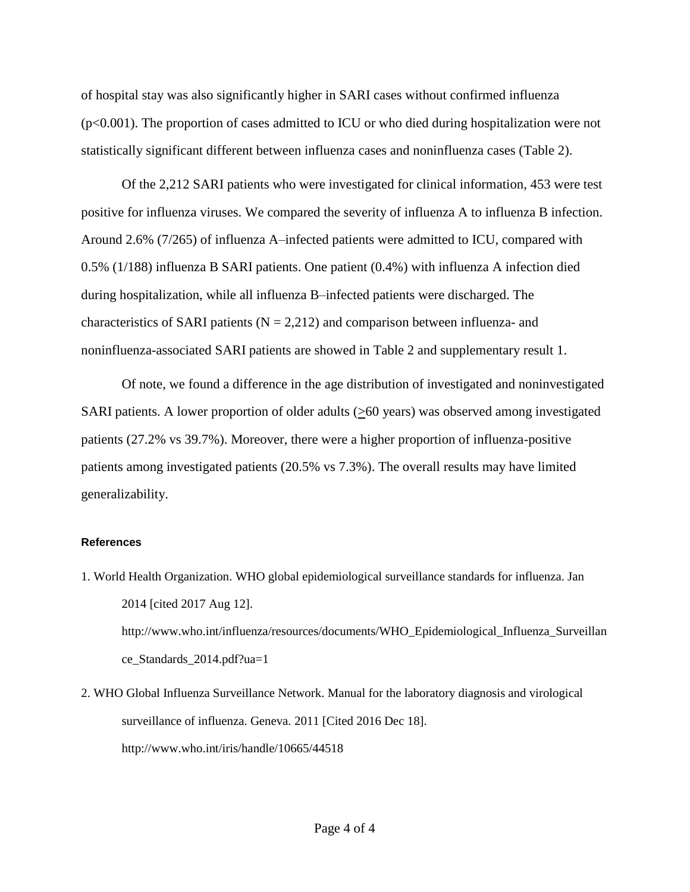of hospital stay was also significantly higher in SARI cases without confirmed influenza ($p<0.001$). The proportion of cases admitted to ICU or who died during hospitalization were not statistically significant different between influenza cases and noninfluenza cases (Table 2).

Of the 2,212 SARI patients who were investigated for clinical information, 453 were test positive for influenza viruses. We compared the severity of influenza A to influenza B infection. Around 2.6% (7/265) of influenza A–infected patients were admitted to ICU, compared with 0.5% (1/188) influenza B SARI patients. One patient (0.4%) with influenza A infection died during hospitalization, while all influenza B–infected patients were discharged. The characteristics of SARI patients ($N = 2,212$) and comparison between influenza- and noninfluenza-associated SARI patients are showed in Table 2 and supplementary result 1.

Of note, we found a difference in the age distribution of investigated and noninvestigated SARI patients. A lower proportion of older adults (≥60 years) was observed among investigated patients (27.2% vs 39.7%). Moreover, there were a higher proportion of influenza-positive patients among investigated patients (20.5% vs 7.3%). The overall results may have limited generalizability.

#### References

1. World Health Organization. WHO global epidemiological surveillance standards for influenza. Jan 2014 [cited 2017 Aug 12]. http://www.who.int/influenza/resources/documents/WHO_Epidemiological_Influenza_Surveillance_Standards_2014.pdf?ua=1

2. WHO Global Influenza Surveillance Network. Manual for the laboratory diagnosis and virological surveillance of influenza. Geneva. 2011 [Cited 2016 Dec 18]. http://www.who.int/iris/handle/10665/44518